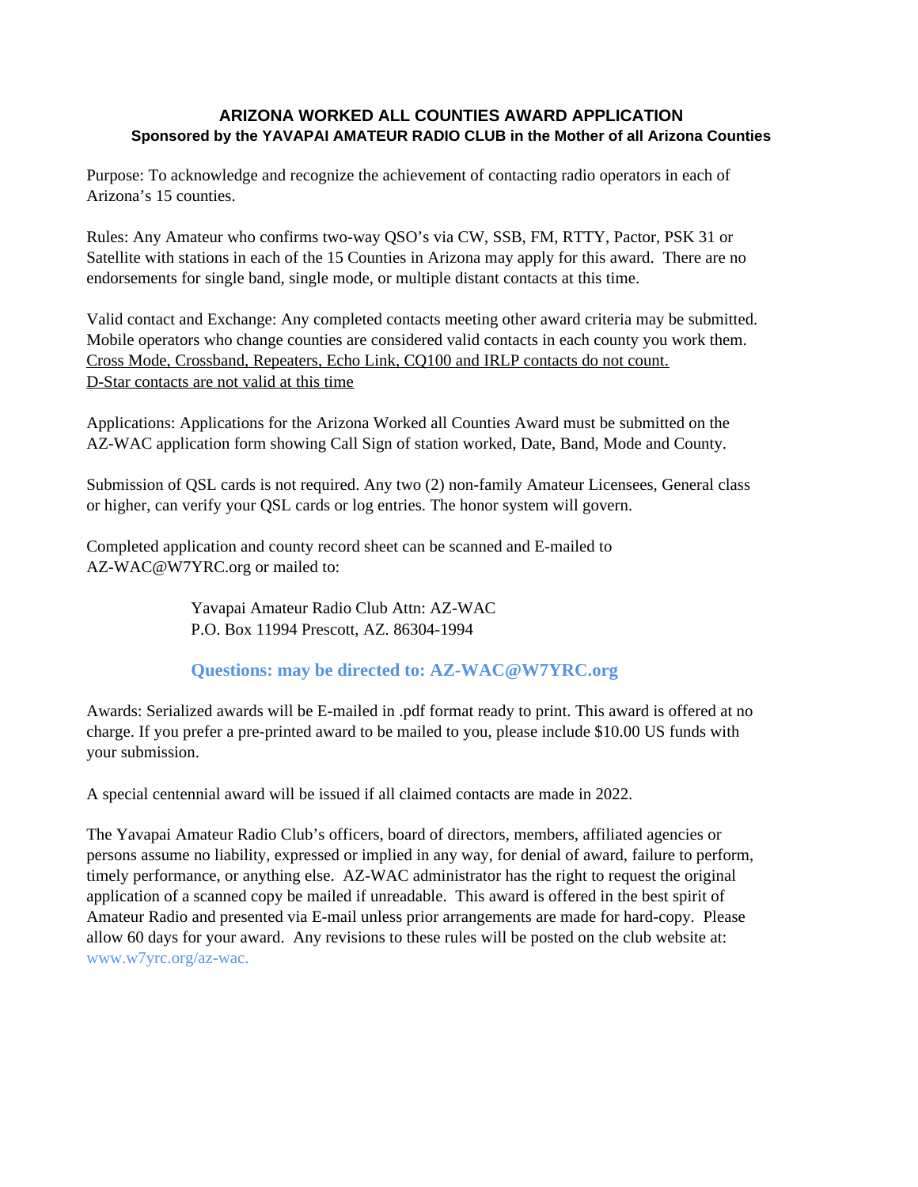# ARIZONA WORKED ALL COUNTIES AWARD APPLICATION

## Sponsored by the YAVAPAI AMATEUR RADIO CLUB in the Mother of all Arizona Counties

Purpose: To acknowledge and recognize the achievement of contacting radio operators in each of Arizona's 15 counties.

Rules: Any Amateur who confirms two-way QSO's via CW, SSB, FM, RTTY, Pactor, PSK 31 or Satellite with stations in each of the 15 Counties in Arizona may apply for this award. There are no endorsements for single band, single mode, or multiple distant contacts at this time.

Valid contact and Exchange: Any completed contacts meeting other award criteria may be submitted. Mobile operators who change counties are considered valid contacts in each county you work them. <u>Cross Mode, Crossband, Repeaters, Echo Link, CQ100 and IRLP contacts do not count.</u> <u>D-Star contacts are not valid at this time</u>

Applications: Applications for the Arizona Worked all Counties Award must be submitted on the AZ-WAC application form showing Call Sign of station worked, Date, Band, Mode and County.

Submission of QSL cards is not required. Any two (2) non-family Amateur Licensees, General class or higher, can verify your QSL cards or log entries. The honor system will govern.

Completed application and county record sheet can be scanned and E-mailed to AZ-WAC@W7YRC.org or mailed to:

> Yavapai Amateur Radio Club Attn: AZ-WAC
> P.O. Box 11994 Prescott, AZ. 86304-1994

**Questions: may be directed to: AZ-WAC@W7YRC.org**

Awards: Serialized awards will be E-mailed in .pdf format ready to print. This award is offered at no charge. If you prefer a pre-printed award to be mailed to you, please include $10.00 US funds with your submission.

A special centennial award will be issued if all claimed contacts are made in 2022.

The Yavapai Amateur Radio Club's officers, board of directors, members, affiliated agencies or persons assume no liability, expressed or implied in any way, for denial of award, failure to perform, timely performance, or anything else. AZ-WAC administrator has the right to request the original application of a scanned copy be mailed if unreadable. This award is offered in the best spirit of Amateur Radio and presented via E-mail unless prior arrangements are made for hard-copy. Please allow 60 days for your award. Any revisions to these rules will be posted on the club website at: www.w7yrc.org/az-wac.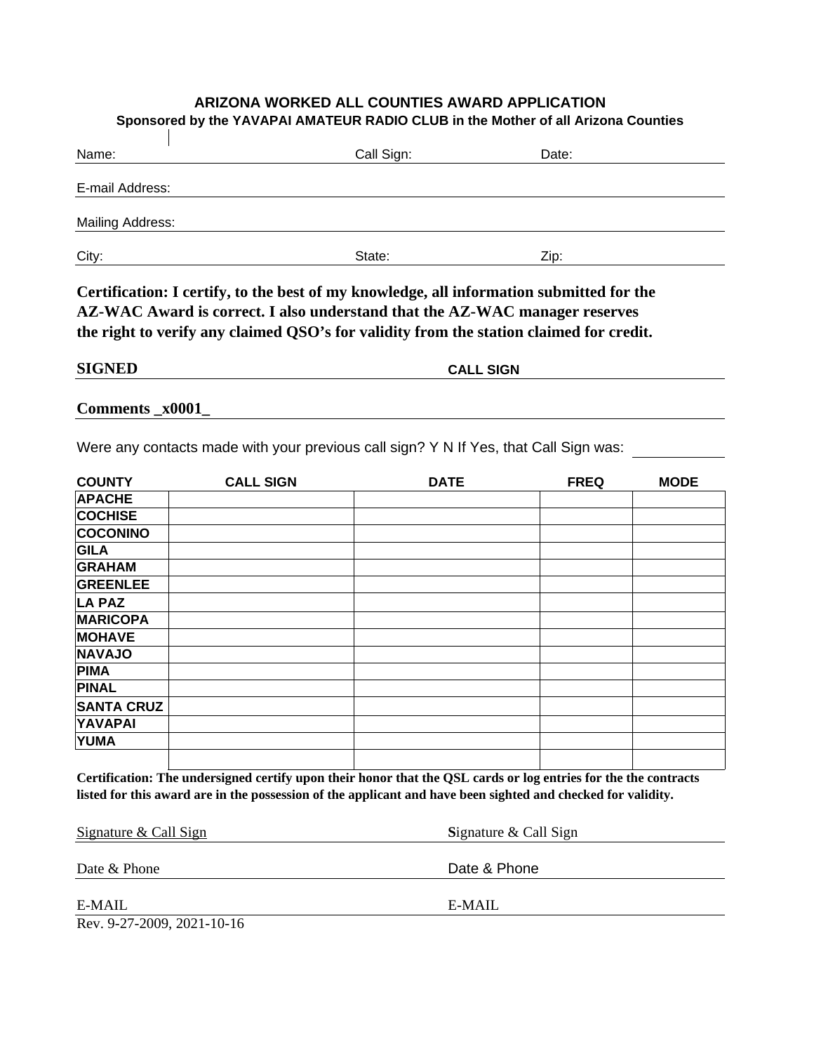## ARIZONA WORKED ALL COUNTIES AWARD APPLICATION

**Sponsored by the YAVAPAI AMATEUR RADIO CLUB in the Mother of all Arizona Counties**

Name: Call Sign: Date:

E-mail Address:

Mailing Address:

City: State: Zip:

**Certification: I certify, to the best of my knowledge, all information submitted for the AZ-WAC Award is correct. I also understand that the AZ-WAC manager reserves the right to verify any claimed QSO's for validity from the station claimed for credit.**

**SIGNED** **CALL SIGN**

**Comments _x0001_**

Were any contacts made with your previous call sign? Y N If Yes, that Call Sign was:

| COUNTY | CALL SIGN | DATE | FREQ | MODE |
|---|---|---|---|---|
| **APACHE** | | | | |
| **COCHISE** | | | | |
| **COCONINO** | | | | |
| **GILA** | | | | |
| **GRAHAM** | | | | |
| **GREENLEE** | | | | |
| **LA PAZ** | | | | |
| **MARICOPA** | | | | |
| **MOHAVE** | | | | |
| **NAVAJO** | | | | |
| **PIMA** | | | | |
| **PINAL** | | | | |
| **SANTA CRUZ** | | | | |
| **YAVAPAI** | | | | |
| **YUMA** | | | | |
| | | | | |

**Certification: The undersigned certify upon their honor that the QSL cards or log entries for the the contracts listed for this award are in the possession of the applicant and have been sighted and checked for validity.**

Signature & Call Sign **S**ignature & Call Sign

Date & Phone Date & Phone

E-MAIL E-MAIL

Rev. 9-27-2009, 2021-10-16